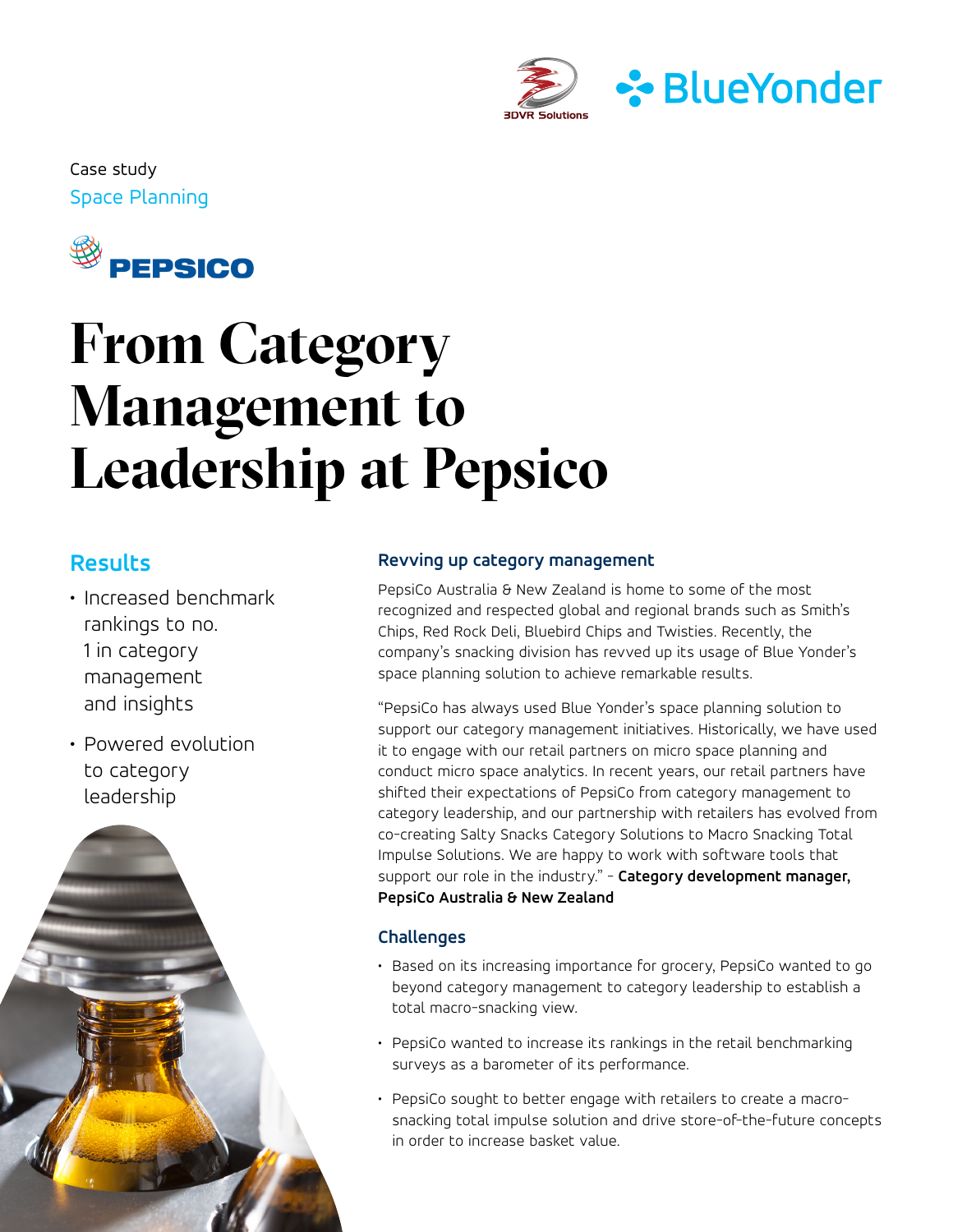Case study

Space Planning

# From Category Management to Leadership at Pepsico

## Results

- Increased benchmark rankings to no. 1 in category management and insights
- Powered evolution to category leadership

### Revving up category management

PepsiCo Australia & New Zealand is home to some of the most recognized and respected global and regional brands such as Smith's Chips, Red Rock Deli, Bluebird Chips and Twisties. Recently, the company's snacking division has revved up its usage of Blue Yonder's space planning solution to achieve remarkable results.

"PepsiCo has always used Blue Yonder's space planning solution to support our category management initiatives. Historically, we have used it to engage with our retail partners on micro space planning and conduct micro space analytics. In recent years, our retail partners have shifted their expectations of PepsiCo from category management to category leadership, and our partnership with retailers has evolved from co-creating Salty Snacks Category Solutions to Macro Snacking Total Impulse Solutions. We are happy to work with software tools that support our role in the industry." – **Category development manager, PepsiCo Australia & New Zealand**

### Challenges

- Based on its increasing importance for grocery, PepsiCo wanted to go beyond category management to category leadership to establish a total macro-snacking view.
- PepsiCo wanted to increase its rankings in the retail benchmarking surveys as a barometer of its performance.
- PepsiCo sought to better engage with retailers to create a macro-snacking total impulse solution and drive store-of-the-future concepts in order to increase basket value.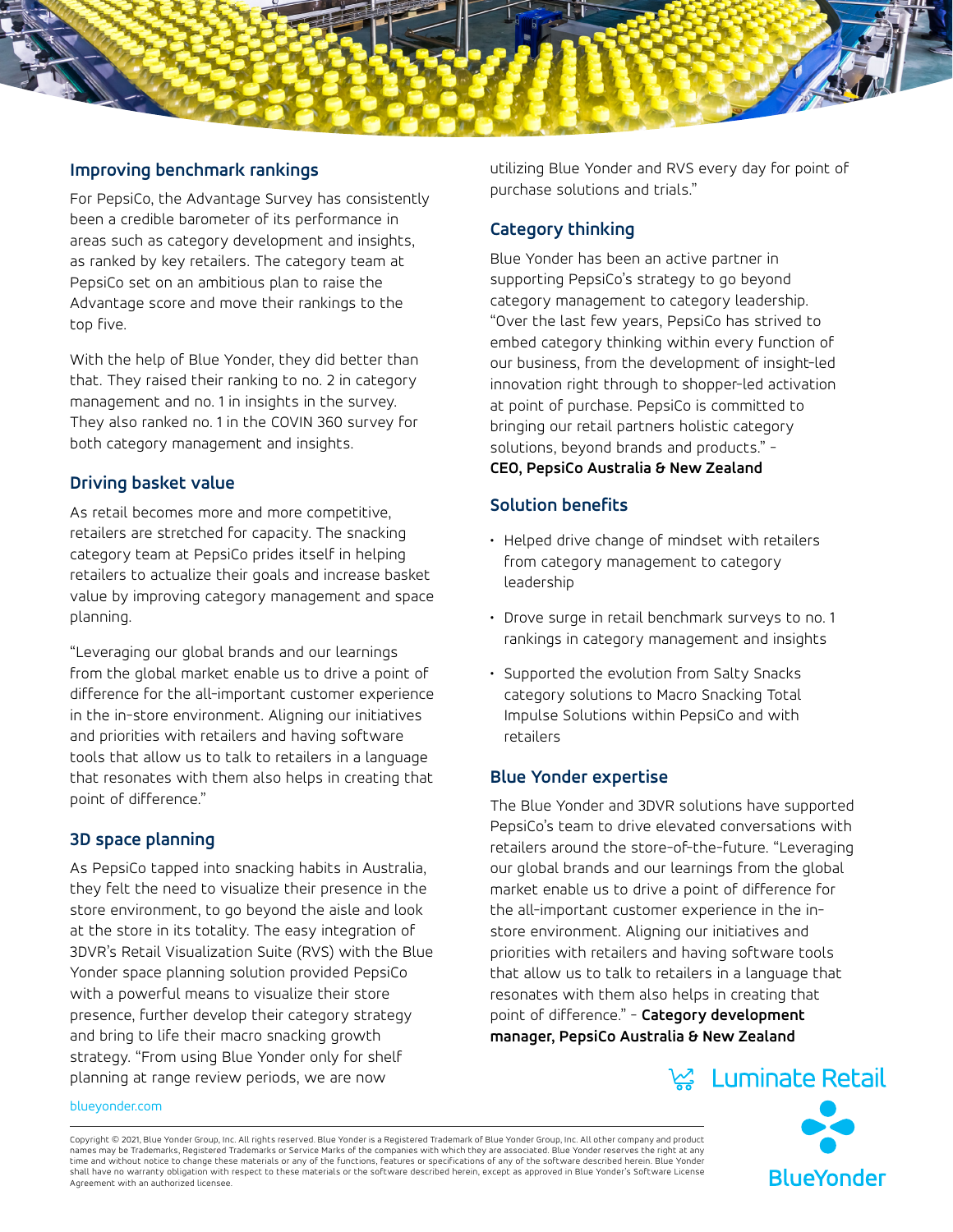## Improving benchmark rankings

For PepsiCo, the Advantage Survey has consistently been a credible barometer of its performance in areas such as category development and insights, as ranked by key retailers. The category team at PepsiCo set on an ambitious plan to raise the Advantage score and move their rankings to the top five.

With the help of Blue Yonder, they did better than that. They raised their ranking to no. 2 in category management and no. 1 in insights in the survey. They also ranked no. 1 in the COVIN 360 survey for both category management and insights.

## Driving basket value

As retail becomes more and more competitive, retailers are stretched for capacity. The snacking category team at PepsiCo prides itself in helping retailers to actualize their goals and increase basket value by improving category management and space planning.

"Leveraging our global brands and our learnings from the global market enable us to drive a point of difference for the all-important customer experience in the in-store environment. Aligning our initiatives and priorities with retailers and having software tools that allow us to talk to retailers in a language that resonates with them also helps in creating that point of difference."

## 3D space planning

As PepsiCo tapped into snacking habits in Australia, they felt the need to visualize their presence in the store environment, to go beyond the aisle and look at the store in its totality. The easy integration of 3DVR's Retail Visualization Suite (RVS) with the Blue Yonder space planning solution provided PepsiCo with a powerful means to visualize their store presence, further develop their category strategy and bring to life their macro snacking growth strategy. "From using Blue Yonder only for shelf planning at range review periods, we are now utilizing Blue Yonder and RVS every day for point of purchase solutions and trials."

## Category thinking

Blue Yonder has been an active partner in supporting PepsiCo's strategy to go beyond category management to category leadership. "Over the last few years, PepsiCo has strived to embed category thinking within every function of our business, from the development of insight-led innovation right through to shopper-led activation at point of purchase. PepsiCo is committed to bringing our retail partners holistic category solutions, beyond brands and products." – **CEO, PepsiCo Australia & New Zealand**

## Solution benefits

- Helped drive change of mindset with retailers from category management to category leadership
- Drove surge in retail benchmark surveys to no. 1 rankings in category management and insights
- Supported the evolution from Salty Snacks category solutions to Macro Snacking Total Impulse Solutions within PepsiCo and with retailers

## Blue Yonder expertise

The Blue Yonder and 3DVR solutions have supported PepsiCo's team to drive elevated conversations with retailers around the store-of-the-future. "Leveraging our global brands and our learnings from the global market enable us to drive a point of difference for the all-important customer experience in the in-store environment. Aligning our initiatives and priorities with retailers and having software tools that allow us to talk to retailers in a language that resonates with them also helps in creating that point of difference." – **Category development manager, PepsiCo Australia & New Zealand**

Luminate Retail

blueyonder.com

Copyright © 2021, Blue Yonder Group, Inc. All rights reserved. Blue Yonder is a Registered Trademark of Blue Yonder Group, Inc. All other company and product names may be Trademarks, Registered Trademarks or Service Marks of the companies with which they are associated. Blue Yonder reserves the right at any time and without notice to change these materials or any of the functions, features or specifications of any of the software described herein. Blue Yonder shall have no warranty obligation with respect to these materials or the software described herein, except as approved in Blue Yonder's Software License Agreement with an authorized licensee.

BlueYonder